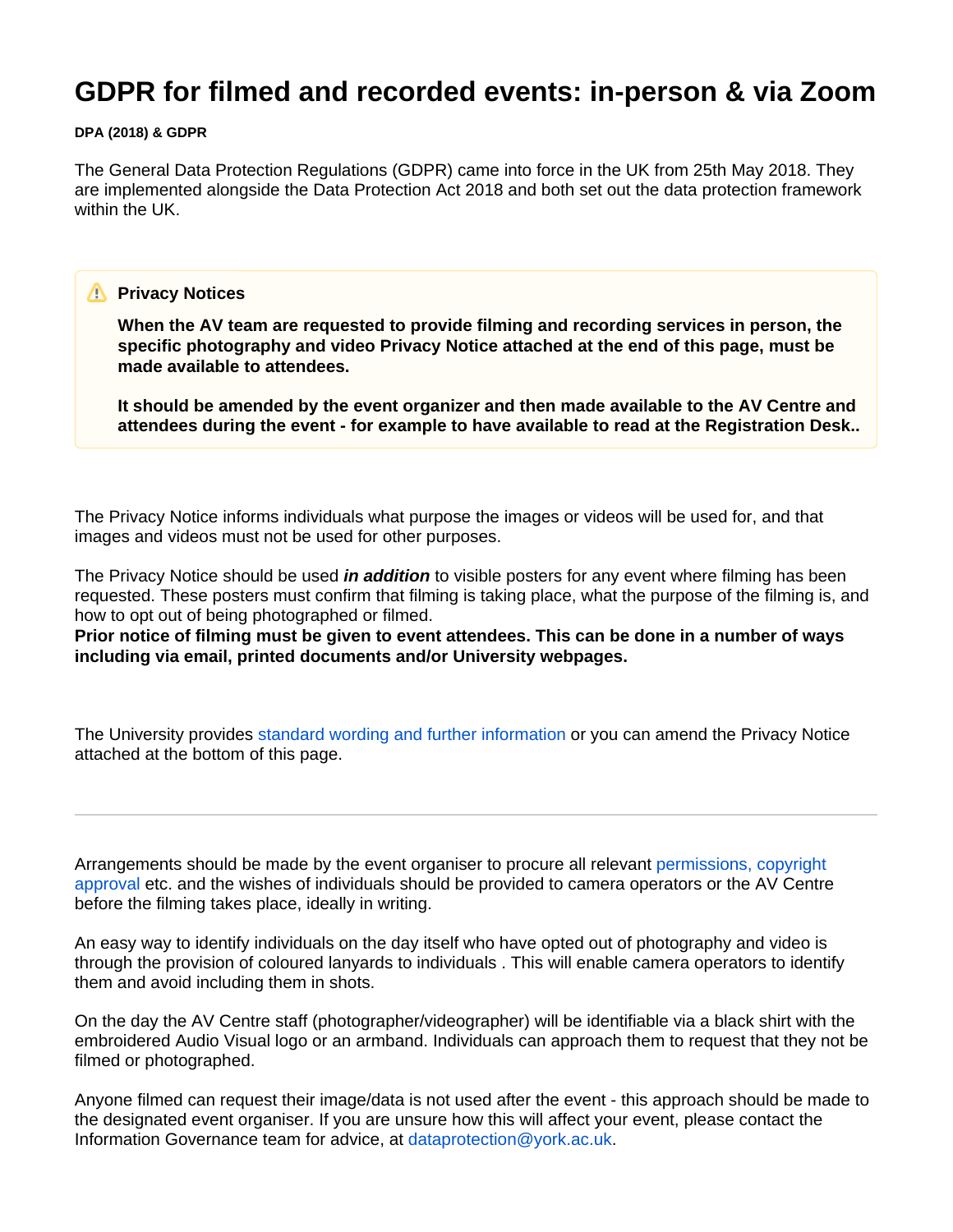# GDPR for filmed and recorded events: in-person & via Zoom

**DPA (2018) & GDPR**

The General Data Protection Regulations (GDPR) came into force in the UK from 25th May 2018. They are implemented alongside the Data Protection Act 2018 and both set out the data protection framework within the UK.

> ⚠️ **Privacy Notices**
>
> **When the AV team are requested to provide filming and recording services in person, the specific photography and video Privacy Notice attached at the end of this page, must be made available to attendees.**
>
> **It should be amended by the event organizer and then made available to the AV Centre and attendees during the event - for example to have available to read at the Registration Desk..**

The Privacy Notice informs individuals what purpose the images or videos will be used for, and that images and videos must not be used for other purposes.

The Privacy Notice should be used ***in addition*** to visible posters for any event where filming has been requested. These posters must confirm that filming is taking place, what the purpose of the filming is, and how to opt out of being photographed or filmed.
**Prior notice of filming must be given to event attendees. This can be done in a number of ways including via email, printed documents and/or University webpages.**

The University provides standard wording and further information or you can amend the Privacy Notice attached at the bottom of this page.

---

Arrangements should be made by the event organiser to procure all relevant permissions, copyright approval etc. and the wishes of individuals should be provided to camera operators or the AV Centre before the filming takes place, ideally in writing.

An easy way to identify individuals on the day itself who have opted out of photography and video is through the provision of coloured lanyards to individuals . This will enable camera operators to identify them and avoid including them in shots.

On the day the AV Centre staff (photographer/videographer) will be identifiable via a black shirt with the embroidered Audio Visual logo or an armband. Individuals can approach them to request that they not be filmed or photographed.

Anyone filmed can request their image/data is not used after the event - this approach should be made to the designated event organiser. If you are unsure how this will affect your event, please contact the Information Governance team for advice, at dataprotection@york.ac.uk.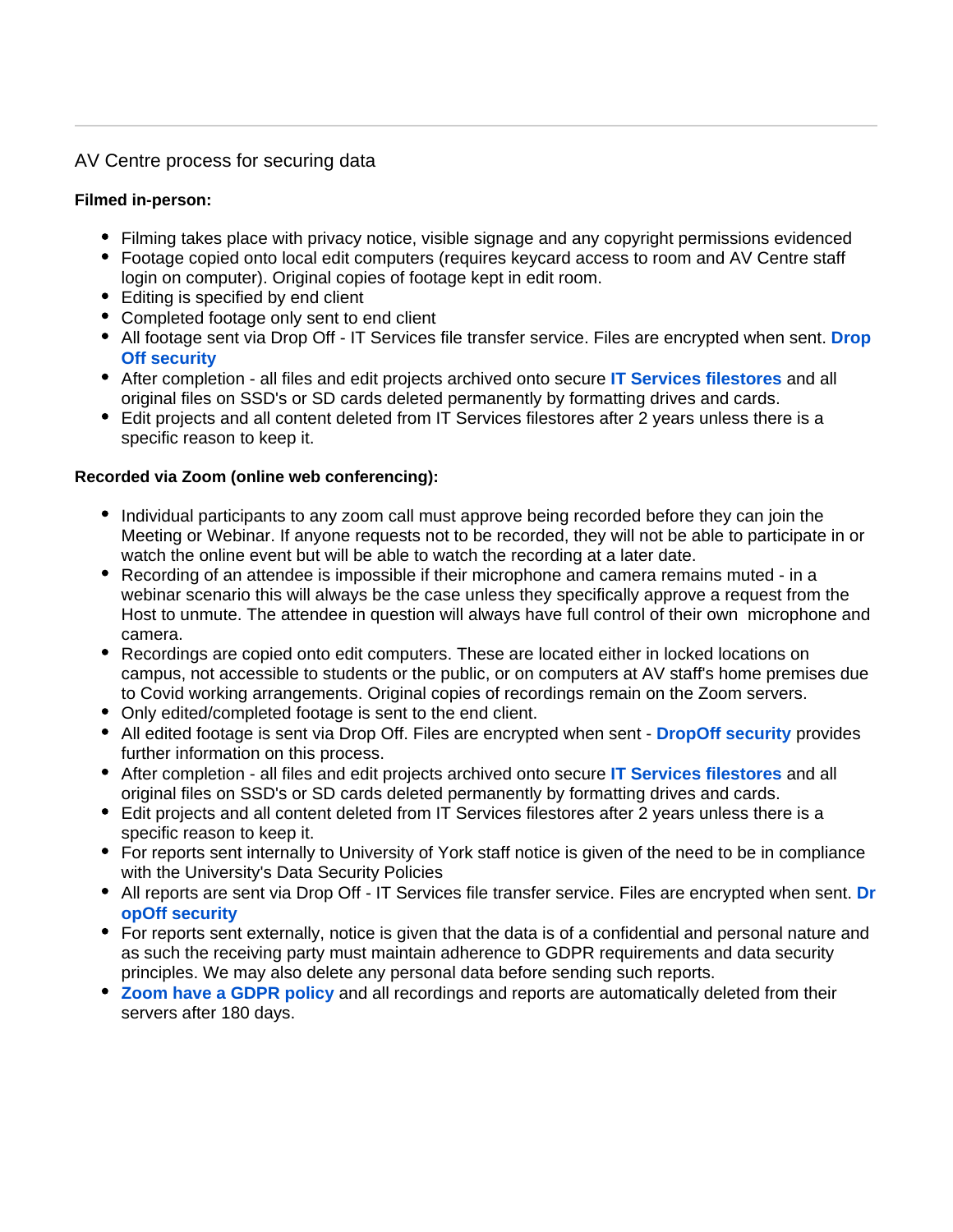---

AV Centre process for securing data

**Filmed in-person:**

- Filming takes place with privacy notice, visible signage and any copyright permissions evidenced
- Footage copied onto local edit computers (requires keycard access to room and AV Centre staff login on computer). Original copies of footage kept in edit room.
- Editing is specified by end client
- Completed footage only sent to end client
- All footage sent via Drop Off - IT Services file transfer service. Files are encrypted when sent. **Drop Off security**
- After completion - all files and edit projects archived onto secure **IT Services filestores** and all original files on SSD's or SD cards deleted permanently by formatting drives and cards.
- Edit projects and all content deleted from IT Services filestores after 2 years unless there is a specific reason to keep it.

**Recorded via Zoom (online web conferencing):**

- Individual participants to any zoom call must approve being recorded before they can join the Meeting or Webinar. If anyone requests not to be recorded, they will not be able to participate in or watch the online event but will be able to watch the recording at a later date.
- Recording of an attendee is impossible if their microphone and camera remains muted - in a webinar scenario this will always be the case unless they specifically approve a request from the Host to unmute. The attendee in question will always have full control of their own microphone and camera.
- Recordings are copied onto edit computers. These are located either in locked locations on campus, not accessible to students or the public, or on computers at AV staff's home premises due to Covid working arrangements. Original copies of recordings remain on the Zoom servers.
- Only edited/completed footage is sent to the end client.
- All edited footage is sent via Drop Off. Files are encrypted when sent - **DropOff security** provides further information on this process.
- After completion - all files and edit projects archived onto secure **IT Services filestores** and all original files on SSD's or SD cards deleted permanently by formatting drives and cards.
- Edit projects and all content deleted from IT Services filestores after 2 years unless there is a specific reason to keep it.
- For reports sent internally to University of York staff notice is given of the need to be in compliance with the University's Data Security Policies
- All reports are sent via Drop Off - IT Services file transfer service. Files are encrypted when sent. **DropOff security**
- For reports sent externally, notice is given that the data is of a confidential and personal nature and as such the receiving party must maintain adherence to GDPR requirements and data security principles. We may also delete any personal data before sending such reports.
- **Zoom have a GDPR policy** and all recordings and reports are automatically deleted from their servers after 180 days.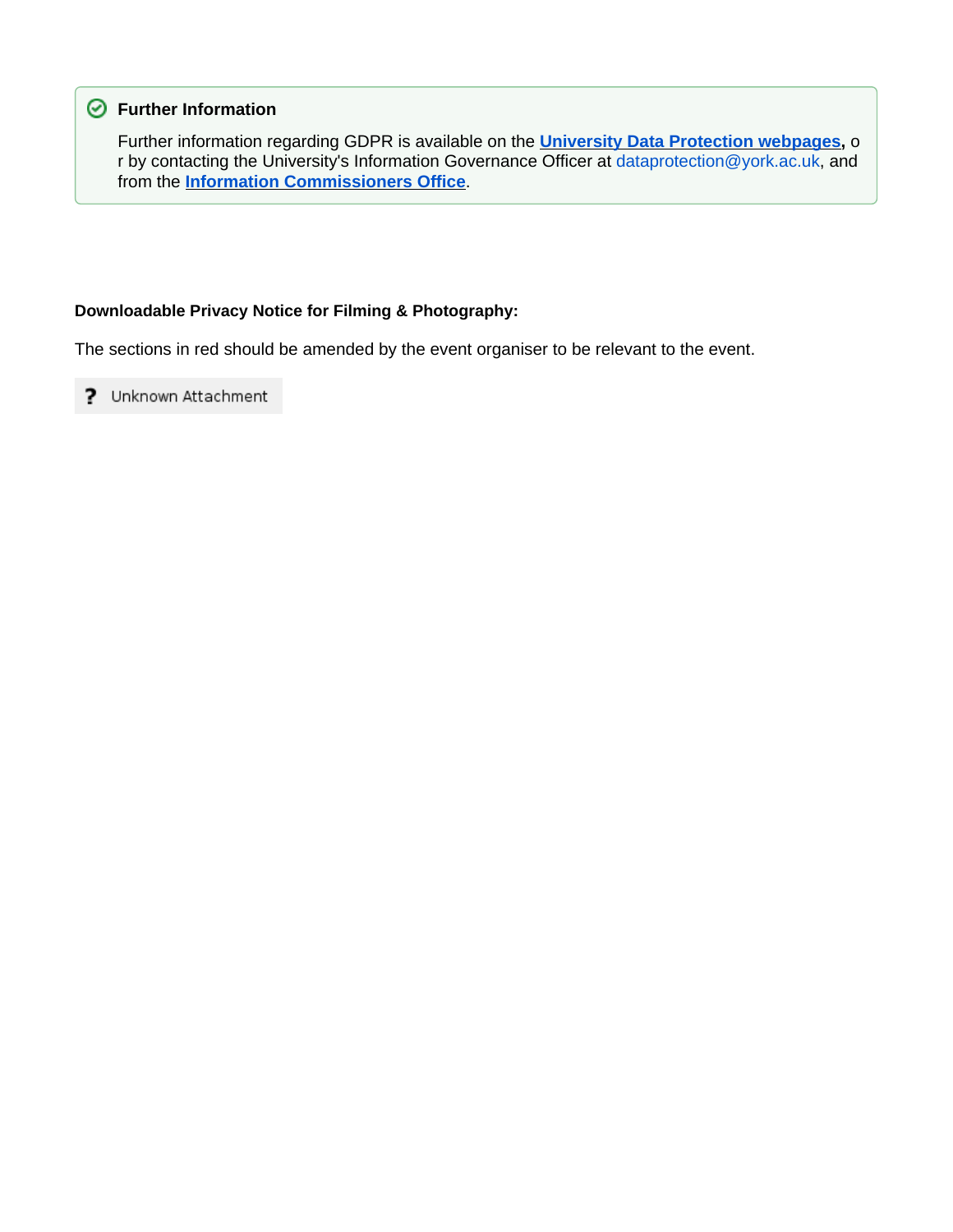**Further Information**

Further information regarding GDPR is available on the **University Data Protection webpages**, or by contacting the University's Information Governance Officer at dataprotection@york.ac.uk, and from the **Information Commissioners Office**.

**Downloadable Privacy Notice for Filming & Photography:**

The sections in red should be amended by the event organiser to be relevant to the event.

Unknown Attachment